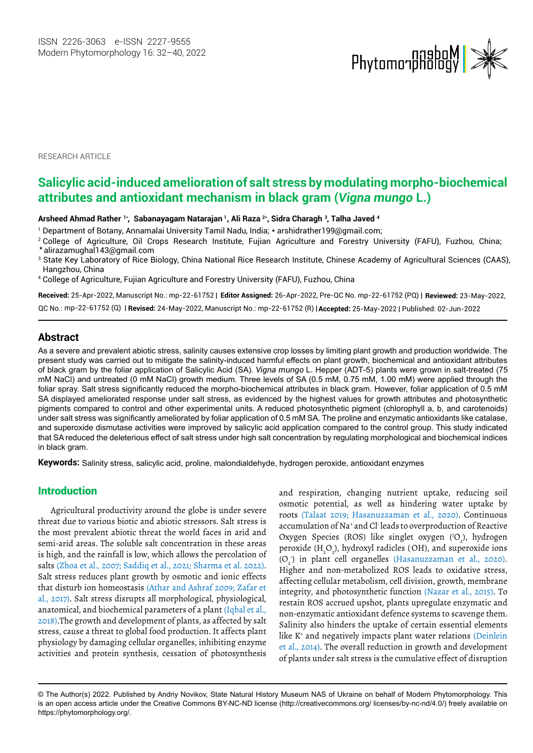ISSN 2226-3063 e-ISSN 2227-9555
Modern Phytomorphology 16: 32–40, 2022

RESEARCH ARTICLE

# Salicylic acid-induced amelioration of salt stress by modulating morpho-biochemical attributes and antioxidant mechanism in black gram (*Vigna mungo* L.)

**Arsheed Ahmad Rather [1*], Sabanayagam Natarajan [1], Ali Raza [2*], Sidra Charagh [3], Talha Javed [4]**

[1] Department of Botany, Annamalai University Tamil Nadu, India; * arshidrather199@gmail.com;

[2] College of Agriculture, Oil Crops Research Institute, Fujian Agriculture and Forestry University (FAFU), Fuzhou, China; * alirazamughal143@gmail.com

[3] State Key Laboratory of Rice Biology, China National Rice Research Institute, Chinese Academy of Agricultural Sciences (CAAS), Hangzhou, China

[4] College of Agriculture, Fujian Agriculture and Forestry University (FAFU), Fuzhou, China

**Received:** 25-Apr-2022, Manuscript No.: mp-22-61752 | **Editor Assigned:** 26-Apr-2022, Pre-QC No. mp-22-61752 (PQ) | **Reviewed:** 23-May-2022, QC No.: mp-22-61752 (Q) | **Revised:** 24-May-2022, Manuscript No.: mp-22-61752 (R) | **Accepted:** 25-May-2022 | Published: 02-Jun-2022

## Abstract

As a severe and prevalent abiotic stress, salinity causes extensive crop losses by limiting plant growth and production worldwide. The present study was carried out to mitigate the salinity-induced harmful effects on plant growth, biochemical and antioxidant attributes of black gram by the foliar application of Salicylic Acid (SA). *Vigna mungo* L. Hepper (ADT-5) plants were grown in salt-treated (75 mM NaCl) and untreated (0 mM NaCl) growth medium. Three levels of SA (0.5 mM, 0.75 mM, 1.00 mM) were applied through the foliar spray. Salt stress significantly reduced the morpho-biochemical attributes in black gram. However, foliar application of 0.5 mM SA displayed ameliorated response under salt stress, as evidenced by the highest values for growth attributes and photosynthetic pigments compared to control and other experimental units. A reduced photosynthetic pigment (chlorophyll a, b, and carotenoids) under salt stress was significantly ameliorated by foliar application of 0.5 mM SA. The proline and enzymatic antioxidants like catalase, and superoxide dismutase activities were improved by salicylic acid application compared to the control group. This study indicated that SA reduced the deleterious effect of salt stress under high salt concentration by regulating morphological and biochemical indices in black gram.

**Keywords:** Salinity stress, salicylic acid, proline, malondialdehyde, hydrogen peroxide, antioxidant enzymes

## Introduction

Agricultural productivity around the globe is under severe threat due to various biotic and abiotic stressors. Salt stress is the most prevalent abiotic threat the world faces in arid and semi-arid areas. The soluble salt concentration in these areas is high, and the rainfall is low, which allows the percolation of salts (Zhoa et al., 2007; Saddiq et al., 2021; Sharma et al. 2022). Salt stress reduces plant growth by osmotic and ionic effects that disturb ion homeostasis (Athar and Ashraf 2009; Zafar et al., 2017). Salt stress disrupts all morphological, physiological, anatomical, and biochemical parameters of a plant (Iqbal et al., 2018).The growth and development of plants, as affected by salt stress, cause a threat to global food production. It affects plant physiology by damaging cellular organelles, inhibiting enzyme activities and protein synthesis, cessation of photosynthesis and respiration, changing nutrient uptake, reducing soil osmotic potential, as well as hindering water uptake by roots (Talaat 2019; Hasanuzzaman et al., 2020). Continuous accumulation of $Na^+$ and $Cl^-$ leads to overproduction of Reactive Oxygen Species (ROS) like singlet oxygen ($^1O_2$), hydrogen peroxide ($H_2O_2$), hydroxyl radicles (OH), and superoxide ions ($O_2^-$) in plant cell organelles (Hasanuzzaman et al., 2020). Higher and non-metabolized ROS leads to oxidative stress, affecting cellular metabolism, cell division, growth, membrane integrity, and photosynthetic function (Nazar et al., 2015). To restain ROS accrued upshot, plants upregulate enzymatic and non-enzymatic antioxidant defence systems to scavenge them. Salinity also hinders the uptake of certain essential elements like $K^+$ and negatively impacts plant water relations (Deinlein et al., 2014). The overall reduction in growth and development of plants under salt stress is the cumulative effect of disruption

© The Author(s) 2022. Published by Andriy Novikov, State Natural History Museum NAS of Ukraine on behalf of Modern Phytomorphology. This is an open access article under the Creative Commons BY-NC-ND license (http://creativecommons.org/ licenses/by-nc-nd/4.0/) freely available on https://phytomorphology.org/.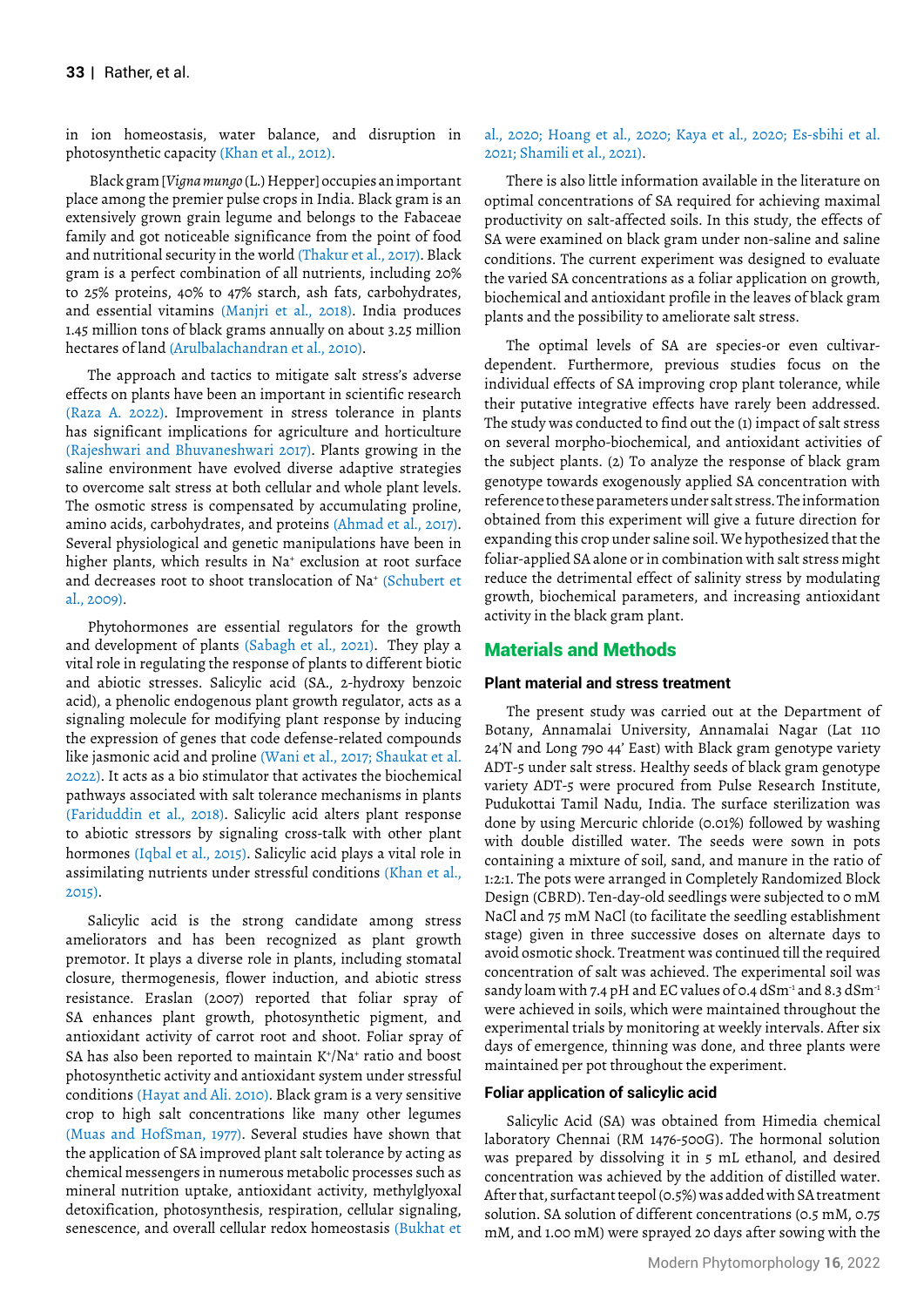in ion homeostasis, water balance, and disruption in photosynthetic capacity (Khan et al., 2012).

Black gram [*Vigna mungo* (L.) Hepper] occupies an important place among the premier pulse crops in India. Black gram is an extensively grown grain legume and belongs to the Fabaceae family and got noticeable significance from the point of food and nutritional security in the world (Thakur et al., 2017). Black gram is a perfect combination of all nutrients, including 20% to 25% proteins, 40% to 47% starch, ash fats, carbohydrates, and essential vitamins (Manjri et al., 2018). India produces 1.45 million tons of black grams annually on about 3.25 million hectares of land (Arulbalachandran et al., 2010).

The approach and tactics to mitigate salt stress's adverse effects on plants have been an important in scientific research (Raza A. 2022). Improvement in stress tolerance in plants has significant implications for agriculture and horticulture (Rajeshwari and Bhuvaneshwari 2017). Plants growing in the saline environment have evolved diverse adaptive strategies to overcome salt stress at both cellular and whole plant levels. The osmotic stress is compensated by accumulating proline, amino acids, carbohydrates, and proteins (Ahmad et al., 2017). Several physiological and genetic manipulations have been in higher plants, which results in $Na^+$ exclusion at root surface and decreases root to shoot translocation of $Na^+$ (Schubert et al., 2009).

Phytohormones are essential regulators for the growth and development of plants (Sabagh et al., 2021). They play a vital role in regulating the response of plants to different biotic and abiotic stresses. Salicylic acid (SA., 2-hydroxy benzoic acid), a phenolic endogenous plant growth regulator, acts as a signaling molecule for modifying plant response by inducing the expression of genes that code defense-related compounds like jasmonic acid and proline (Wani et al., 2017; Shaukat et al. 2022). It acts as a bio stimulator that activates the biochemical pathways associated with salt tolerance mechanisms in plants (Fariduddin et al., 2018). Salicylic acid alters plant response to abiotic stressors by signaling cross-talk with other plant hormones (Iqbal et al., 2015). Salicylic acid plays a vital role in assimilating nutrients under stressful conditions (Khan et al., 2015).

Salicylic acid is the strong candidate among stress ameliorators and has been recognized as plant growth premotor. It plays a diverse role in plants, including stomatal closure, thermogenesis, flower induction, and abiotic stress resistance. Eraslan (2007) reported that foliar spray of SA enhances plant growth, photosynthetic pigment, and antioxidant activity of carrot root and shoot. Foliar spray of SA has also been reported to maintain $K^+/Na^+$ ratio and boost photosynthetic activity and antioxidant system under stressful conditions (Hayat and Ali. 2010). Black gram is a very sensitive crop to high salt concentrations like many other legumes (Muas and HofSman, 1977). Several studies have shown that the application of SA improved plant salt tolerance by acting as chemical messengers in numerous metabolic processes such as mineral nutrition uptake, antioxidant activity, methylglyoxal detoxification, photosynthesis, respiration, cellular signaling, senescence, and overall cellular redox homeostasis (Bukhat et al., 2020; Hoang et al., 2020; Kaya et al., 2020; Es-sbihi et al. 2021; Shamili et al., 2021).

There is also little information available in the literature on optimal concentrations of SA required for achieving maximal productivity on salt-affected soils. In this study, the effects of SA were examined on black gram under non-saline and saline conditions. The current experiment was designed to evaluate the varied SA concentrations as a foliar application on growth, biochemical and antioxidant profile in the leaves of black gram plants and the possibility to ameliorate salt stress.

The optimal levels of SA are species-or even cultivar-dependent. Furthermore, previous studies focus on the individual effects of SA improving crop plant tolerance, while their putative integrative effects have rarely been addressed. The study was conducted to find out the (1) impact of salt stress on several morpho-biochemical, and antioxidant activities of the subject plants. (2) To analyze the response of black gram genotype towards exogenously applied SA concentration with reference to these parameters under salt stress. The information obtained from this experiment will give a future direction for expanding this crop under saline soil. We hypothesized that the foliar-applied SA alone or in combination with salt stress might reduce the detrimental effect of salinity stress by modulating growth, biochemical parameters, and increasing antioxidant activity in the black gram plant.

## Materials and Methods

### Plant material and stress treatment

The present study was carried out at the Department of Botany, Annamalai University, Annamalai Nagar (Lat 110 24'N and Long 790 44' East) with Black gram genotype variety ADT-5 under salt stress. Healthy seeds of black gram genotype variety ADT-5 were procured from Pulse Research Institute, Pudukottai Tamil Nadu, India. The surface sterilization was done by using Mercuric chloride (0.01%) followed by washing with double distilled water. The seeds were sown in pots containing a mixture of soil, sand, and manure in the ratio of 1:2:1. The pots were arranged in Completely Randomized Block Design (CRBD). Ten-day-old seedlings were subjected to 0 mM NaCl and 75 mM NaCl (to facilitate the seedling establishment stage) given in three successive doses on alternate days to avoid osmotic shock. Treatment was continued till the required concentration of salt was achieved. The experimental soil was sandy loam with 7.4 pH and EC values of 0.4 $dSm^{-1}$ and 8.3 $dSm^{-1}$ were achieved in soils, which were maintained throughout the experimental trials by monitoring at weekly intervals. After six days of emergence, thinning was done, and three plants were maintained per pot throughout the experiment.

### Foliar application of salicylic acid

Salicylic Acid (SA) was obtained from Himedia chemical laboratory Chennai (RM 1476-500G). The hormonal solution was prepared by dissolving it in 5 mL ethanol, and desired concentration was achieved by the addition of distilled water. After that, surfactant teepol (0.5%) was added with SA treatment solution. SA solution of different concentrations (0.5 mM, 0.75 mM, and 1.00 mM) were sprayed 20 days after sowing with the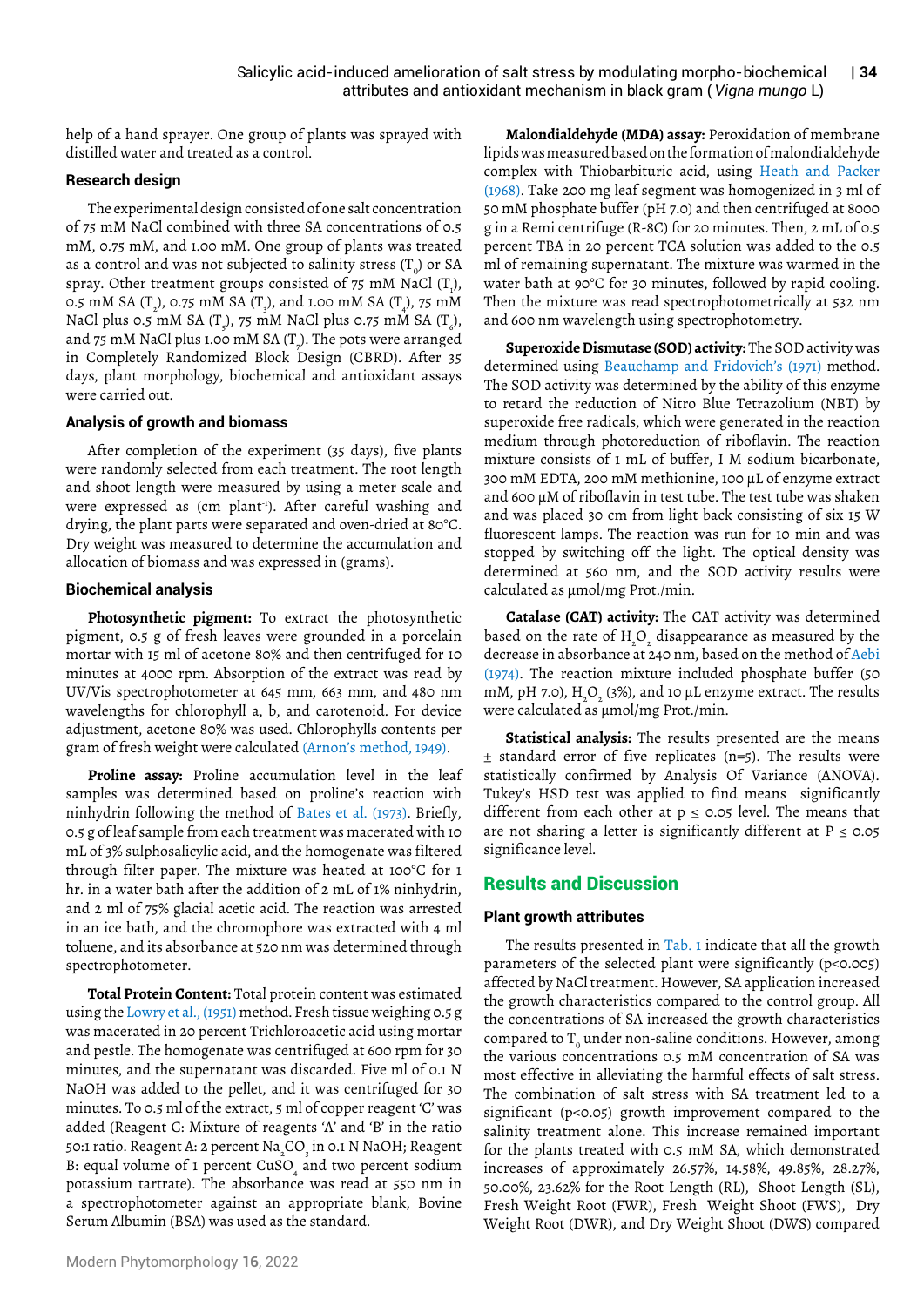help of a hand sprayer. One group of plants was sprayed with distilled water and treated as a control.

### Research design

The experimental design consisted of one salt concentration of 75 mM NaCl combined with three SA concentrations of 0.5 mM, 0.75 mM, and 1.00 mM. One group of plants was treated as a control and was not subjected to salinity stress ($T_0$) or SA spray. Other treatment groups consisted of 75 mM NaCl ($T_1$), 0.5 mM SA ($T_2$), 0.75 mM SA ($T_3$), and 1.00 mM SA ($T_4$), 75 mM NaCl plus 0.5 mM SA ($T_5$), 75 mM NaCl plus 0.75 mM SA ($T_6$), and 75 mM NaCl plus 1.00 mM SA ($T_7$). The pots were arranged in Completely Randomized Block Design (CBRD). After 35 days, plant morphology, biochemical and antioxidant assays were carried out.

### Analysis of growth and biomass

After completion of the experiment (35 days), five plants were randomly selected from each treatment. The root length and shoot length were measured by using a meter scale and were expressed as (cm plant$^{-1}$). After careful washing and drying, the plant parts were separated and oven-dried at 80°C. Dry weight was measured to determine the accumulation and allocation of biomass and was expressed in (grams).

### Biochemical analysis

**Photosynthetic pigment:** To extract the photosynthetic pigment, 0.5 g of fresh leaves were grounded in a porcelain mortar with 15 ml of acetone 80% and then centrifuged for 10 minutes at 4000 rpm. Absorption of the extract was read by UV/Vis spectrophotometer at 645 mm, 663 mm, and 480 nm wavelengths for chlorophyll a, b, and carotenoid. For device adjustment, acetone 80% was used. Chlorophylls contents per gram of fresh weight were calculated (Arnon's method, 1949).

**Proline assay:** Proline accumulation level in the leaf samples was determined based on proline's reaction with ninhydrin following the method of Bates et al. (1973). Briefly, 0.5 g of leaf sample from each treatment was macerated with 10 mL of 3% sulphosalicylic acid, and the homogenate was filtered through filter paper. The mixture was heated at 100°C for 1 hr. in a water bath after the addition of 2 mL of 1% ninhydrin, and 2 ml of 75% glacial acetic acid. The reaction was arrested in an ice bath, and the chromophore was extracted with 4 ml toluene, and its absorbance at 520 nm was determined through spectrophotometer.

**Total Protein Content:** Total protein content was estimated using the Lowry et al., (1951) method. Fresh tissue weighing 0.5 g was macerated in 20 percent Trichloroacetic acid using mortar and pestle. The homogenate was centrifuged at 600 rpm for 30 minutes, and the supernatant was discarded. Five ml of 0.1 N NaOH was added to the pellet, and it was centrifuged for 30 minutes. To 0.5 ml of the extract, 5 ml of copper reagent 'C' was added (Reagent C: Mixture of reagents 'A' and 'B' in the ratio 50:1 ratio. Reagent A: 2 percent $Na_2CO_3$ in 0.1 N NaOH; Reagent B: equal volume of 1 percent $CuSO_4$ and two percent sodium potassium tartrate). The absorbance was read at 550 nm in a spectrophotometer against an appropriate blank, Bovine Serum Albumin (BSA) was used as the standard.

**Malondialdehyde (MDA) assay:** Peroxidation of membrane lipids was measured based on the formation of malondialdehyde complex with Thiobarbituric acid, using Heath and Packer (1968). Take 200 mg leaf segment was homogenized in 3 ml of 50 mM phosphate buffer (pH 7.0) and then centrifuged at 8000 g in a Remi centrifuge (R-8C) for 20 minutes. Then, 2 mL of 0.5 percent TBA in 20 percent TCA solution was added to the 0.5 ml of remaining supernatant. The mixture was warmed in the water bath at 90°C for 30 minutes, followed by rapid cooling. Then the mixture was read spectrophotometrically at 532 nm and 600 nm wavelength using spectrophotometry.

**Superoxide Dismutase (SOD) activity:** The SOD activity was determined using Beauchamp and Fridovich's (1971) method. The SOD activity was determined by the ability of this enzyme to retard the reduction of Nitro Blue Tetrazolium (NBT) by superoxide free radicals, which were generated in the reaction medium through photoreduction of riboflavin. The reaction mixture consists of 1 mL of buffer, I M sodium bicarbonate, 300 mM EDTA, 200 mM methionine, 100 µL of enzyme extract and 600 µM of riboflavin in test tube. The test tube was shaken and was placed 30 cm from light back consisting of six 15 W fluorescent lamps. The reaction was run for 10 min and was stopped by switching off the light. The optical density was determined at 560 nm, and the SOD activity results were calculated as µmol/mg Prot./min.

**Catalase (CAT) activity:** The CAT activity was determined based on the rate of $H_2O_2$ disappearance as measured by the decrease in absorbance at 240 nm, based on the method of Aebi (1974). The reaction mixture included phosphate buffer (50 mM, pH 7.0), $H_2O_2$ (3%), and 10 µL enzyme extract. The results were calculated as µmol/mg Prot./min.

**Statistical analysis:** The results presented are the means ± standard error of five replicates (n=5). The results were statistically confirmed by Analysis Of Variance (ANOVA). Tukey's HSD test was applied to find means significantly different from each other at $p \leq 0.05$ level. The means that are not sharing a letter is significantly different at $P \leq 0.05$ significance level.

## Results and Discussion

### Plant growth attributes

The results presented in Tab. 1 indicate that all the growth parameters of the selected plant were significantly ($p<0.005$) affected by NaCl treatment. However, SA application increased the growth characteristics compared to the control group. All the concentrations of SA increased the growth characteristics compared to $T_0$ under non-saline conditions. However, among the various concentrations 0.5 mM concentration of SA was most effective in alleviating the harmful effects of salt stress. The combination of salt stress with SA treatment led to a significant ($p<0.05$) growth improvement compared to the salinity treatment alone. This increase remained important for the plants treated with 0.5 mM SA, which demonstrated increases of approximately 26.57%, 14.58%, 49.85%, 28.27%, 50.00%, 23.62% for the Root Length (RL), Shoot Length (SL), Fresh Weight Root (FWR), Fresh Weight Shoot (FWS), Dry Weight Root (DWR), and Dry Weight Shoot (DWS) compared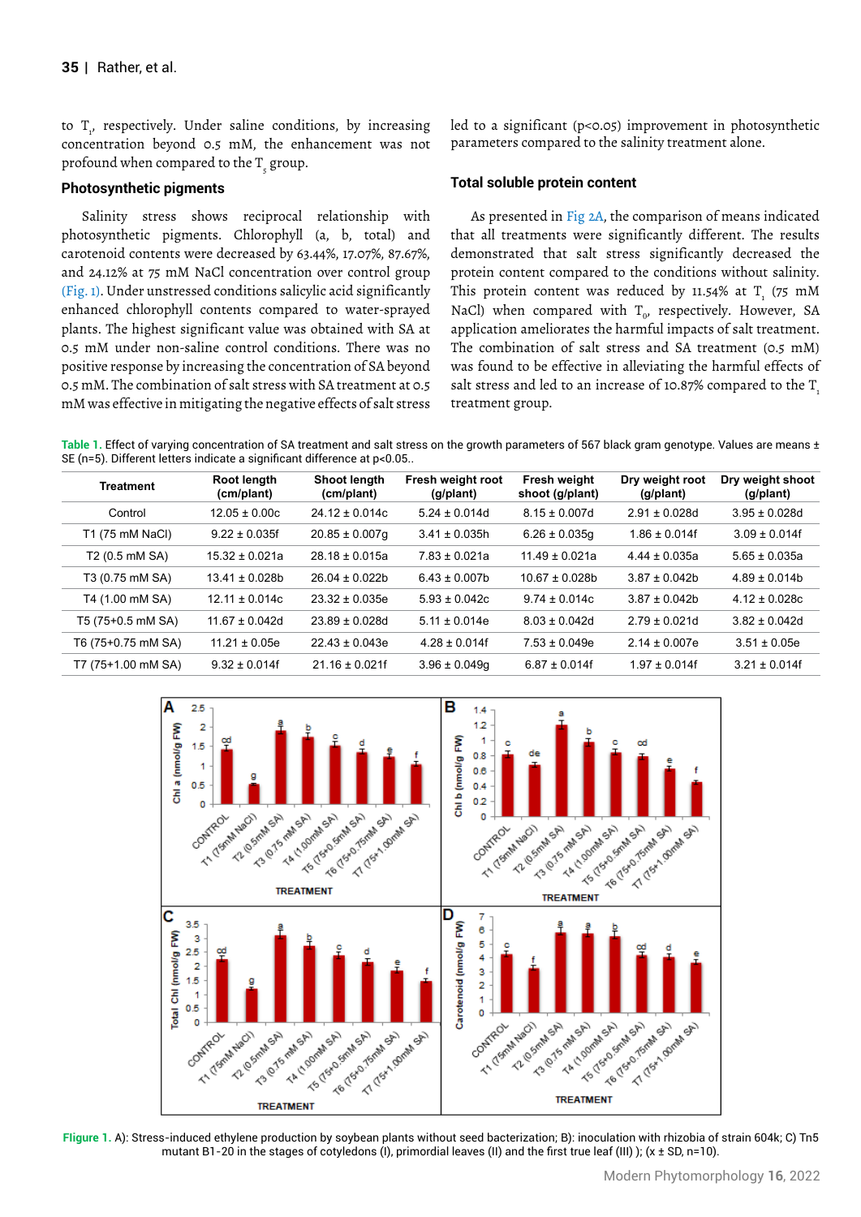to $T_1$, respectively. Under saline conditions, by increasing concentration beyond 0.5 mM, the enhancement was not profound when compared to the $T_5$ group.

## Photosynthetic pigments

Salinity stress shows reciprocal relationship with photosynthetic pigments. Chlorophyll (a, b, total) and carotenoid contents were decreased by 63.44%, 17.07%, 87.67%, and 24.12% at 75 mM NaCl concentration over control group (Fig. 1). Under unstressed conditions salicylic acid significantly enhanced chlorophyll contents compared to water-sprayed plants. The highest significant value was obtained with SA at 0.5 mM under non-saline control conditions. There was no positive response by increasing the concentration of SA beyond 0.5 mM. The combination of salt stress with SA treatment at 0.5 mM was effective in mitigating the negative effects of salt stress led to a significant ($p<0.05$) improvement in photosynthetic parameters compared to the salinity treatment alone.

## Total soluble protein content

As presented in Fig 2A, the comparison of means indicated that all treatments were significantly different. The results demonstrated that salt stress significantly decreased the protein content compared to the conditions without salinity. This protein content was reduced by 11.54% at $T_1$ (75 mM NaCl) when compared with $T_0$, respectively. However, SA application ameliorates the harmful impacts of salt treatment. The combination of salt stress and SA treatment (0.5 mM) was found to be effective in alleviating the harmful effects of salt stress and led to an increase of 10.87% compared to the $T_1$ treatment group.

**Table 1.** Effect of varying concentration of SA treatment and salt stress on the growth parameters of 567 black gram genotype. Values are means ± SE (n=5). Different letters indicate a significant difference at p<0.05..

| Treatment | Root length (cm/plant) | Shoot length (cm/plant) | Fresh weight root (g/plant) | Fresh weight shoot (g/plant) | Dry weight root (g/plant) | Dry weight shoot (g/plant) |
|---|---|---|---|---|---|---|
| Control | 12.05 ± 0.00c | 24.12 ± 0.014c | 5.24 ± 0.014d | 8.15 ± 0.007d | 2.91 ± 0.028d | 3.95 ± 0.028d |
| T1 (75 mM NaCl) | 9.22 ± 0.035f | 20.85 ± 0.007g | 3.41 ± 0.035h | 6.26 ± 0.035g | 1.86 ± 0.014f | 3.09 ± 0.014f |
| T2 (0.5 mM SA) | 15.32 ± 0.021a | 28.18 ± 0.015a | 7.83 ± 0.021a | 11.49 ± 0.021a | 4.44 ± 0.035a | 5.65 ± 0.035a |
| T3 (0.75 mM SA) | 13.41 ± 0.028b | 26.04 ± 0.022b | 6.43 ± 0.007b | 10.67 ± 0.028b | 3.87 ± 0.042b | 4.89 ± 0.014b |
| T4 (1.00 mM SA) | 12.11 ± 0.014c | 23.32 ± 0.035e | 5.93 ± 0.042c | 9.74 ± 0.014c | 3.87 ± 0.042b | 4.12 ± 0.028c |
| T5 (75+0.5 mM SA) | 11.67 ± 0.042d | 23.89 ± 0.028d | 5.11 ± 0.014e | 8.03 ± 0.042d | 2.79 ± 0.021d | 3.82 ± 0.042d |
| T6 (75+0.75 mM SA) | 11.21 ± 0.05e | 22.43 ± 0.043e | 4.28 ± 0.014f | 7.53 ± 0.049e | 2.14 ± 0.007e | 3.51 ± 0.05e |
| T7 (75+1.00 mM SA) | 9.32 ± 0.014f | 21.16 ± 0.021f | 3.96 ± 0.049g | 6.87 ± 0.014f | 1.97 ± 0.014f | 3.21 ± 0.014f |

A
Chl a (nmol/g FW)
2.5
2
1.5
1
0.5
0
cd g a b c d e f
CONTROL
T1 (75mM NaCl)
T2 (0.5mM SA)
T3 (0.75 mM SA)
T4 (1.00mM SA)
T5 (75+0.5mM SA)
T6 (75+0.75mM SA)
T7 (75+1.00mM SA)
TREATMENT

B
Chl b (nmol/g FW)
1.4
1.2
1
0.8
0.6
0.4
0.2
0
c de a b c cd e f
CONTROL
T1 (75mM NaCl)
T2 (0.5mM SA)
T3 (0.75 mM SA)
T4 (1.00mM SA)
T5 (75+0.5mM SA)
T6 (75+0.75mM SA)
T7 (75+1.00mM SA)
TREATMENT

C
Total Chl (nmol/g FW)
3.5
3
2.5
2
1.5
1
0.5
0
cd g a b c d e f
CONTROL
T1 (75mM NaCl)
T2 (0.5mM SA)
T3 (0.75 mM SA)
T4 (1.00mM SA)
T5 (75+0.5mM SA)
T6 (75+0.75mM SA)
T7 (75+1.00mM SA)
TREATMENT

D
Carotenoid (nmol/g FW)
7
6
5
4
3
2
1
0
c f a a b cd d e
CONTROL
T1 (75mM NaCl)
T2 (0.5mM SA)
T3 (0.75 mM SA)
T4 (1.00mM SA)
T5 (75+0.5mM SA)
T6 (75+0.75mM SA)
T7 (75+1.00mM SA)
TREATMENT

**Figure 1.** A): Stress-induced ethylene production by soybean plants without seed bacterization; B): inoculation with rhizobia of strain 604k; C) Tn5 mutant B1-20 in the stages of cotyledons (I), primordial leaves (II) and the first true leaf (III) ); (x ± SD, n=10).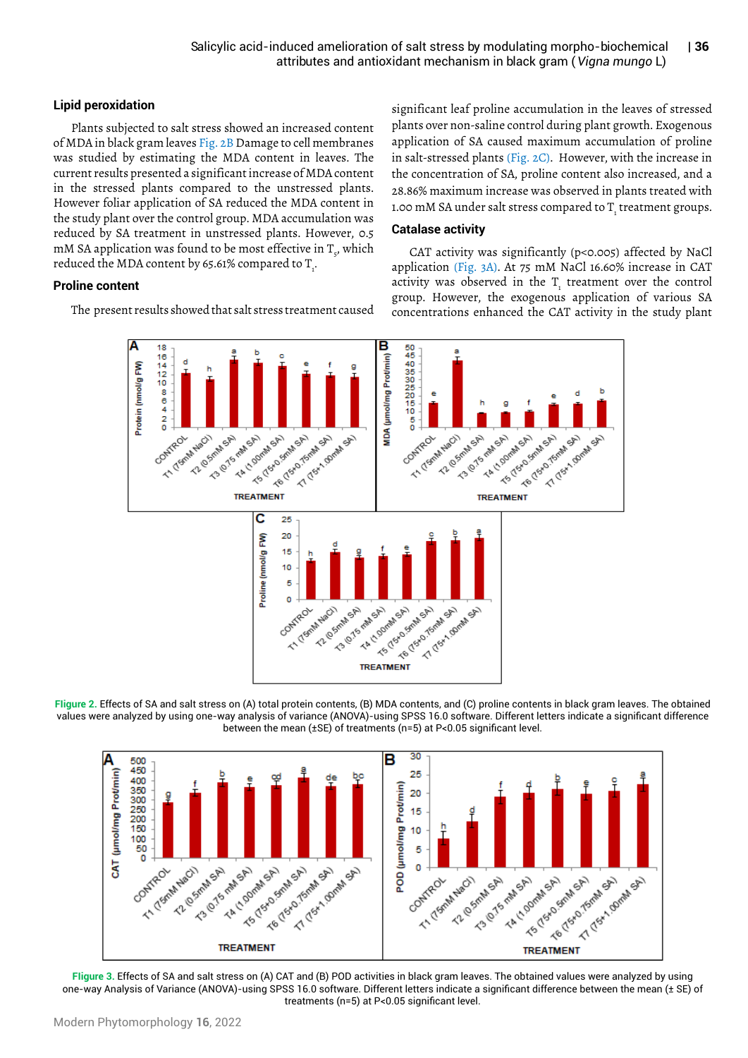### Lipid peroxidation

Plants subjected to salt stress showed an increased content of MDA in black gram leaves Fig. 2B Damage to cell membranes was studied by estimating the MDA content in leaves. The current results presented a significant increase of MDA content in the stressed plants compared to the unstressed plants. However foliar application of SA reduced the MDA content in the study plant over the control group. MDA accumulation was reduced by SA treatment in unstressed plants. However, 0.5 mM SA application was found to be most effective in $T_5$, which reduced the MDA content by 65.61% compared to $T_1$.

### Proline content

The present results showed that salt stress treatment caused significant leaf proline accumulation in the leaves of stressed plants over non-saline control during plant growth. Exogenous application of SA caused maximum accumulation of proline in salt-stressed plants (Fig. 2C). However, with the increase in the concentration of SA, proline content also increased, and a 28.86% maximum increase was observed in plants treated with 1.00 mM SA under salt stress compared to $T_1$ treatment groups.

### Catalase activity

CAT activity was significantly ($p<0.005$) affected by NaCl application (Fig. 3A). At 75 mM NaCl 16.60% increase in CAT activity was observed in the $T_1$ treatment over the control group. However, the exogenous application of various SA concentrations enhanced the CAT activity in the study plant

A
Protein (nmol/g FW)
18
16
14
12
10
8
6
4
2
0
d h a b c e f g
CONTROL
T1 (75mM NaCl)
T2 (0.5mM SA)
T3 (0.75 mM SA)
T4 (1.00mM SA)
T5 (75+0.5mM SA)
T6 (75+0.75mM SA)
T7 (75+1.00mM SA)
TREATMENT

B
MDA (µmol/mg Prot/min)
50
45
40
35
30
25
20
15
10
5
0
e a h g f e d b
CONTROL
T1 (75mM NaCl)
T2 (0.5mM SA)
T3 (0.75 mM SA)
T4 (1.00mM SA)
T5 (75+0.5mM SA)
T6 (75+0.75mM SA)
T7 (75+1.00mM SA)
TREATMENT

C
Proline (nmol/g FW)
25
20
15
10
5
0
h d g f e c b a
CONTROL
T1 (75mM NaCl)
T2 (0.5mM SA)
T3 (0.75 mM SA)
T4 (1.00mM SA)
T5 (75+0.5mM SA)
T6 (75+0.75mM SA)
T7 (75+1.00mM SA)
TREATMENT

**Figure 2.** Effects of SA and salt stress on (A) total protein contents, (B) MDA contents, and (C) proline contents in black gram leaves. The obtained values were analyzed by using one-way analysis of variance (ANOVA)-using SPSS 16.0 software. Different letters indicate a significant difference between the mean (±SE) of treatments (n=5) at P<0.05 significant level.

A
CAT (µmol/mg Prot/min)
500
450
400
350
300
250
200
150
100
50
0
g f b e cd a de bc
CONTROL
T1 (75mM NaCl)
T2 (0.5mM SA)
T3 (0.75 mM SA)
T4 (1.00mM SA)
T5 (75+0.5mM SA)
T6 (75+0.75mM SA)
T7 (75+1.00mM SA)
TREATMENT

B
POD (µmol/mg Prot/min)
30
25
20
15
10
5
0
h d f d b e c a
CONTROL
T1 (75mM NaCl)
T2 (0.5mM SA)
T3 (0.75 mM SA)
T4 (1.00mM SA)
T5 (75+0.5mM SA)
T6 (75+0.75mM SA)
T7 (75+1.00mM SA)
TREATMENT

**Figure 3.** Effects of SA and salt stress on (A) CAT and (B) POD activities in black gram leaves. The obtained values were analyzed by using one-way Analysis of Variance (ANOVA)-using SPSS 16.0 software. Different letters indicate a significant difference between the mean (± SE) of treatments (n=5) at P<0.05 significant level.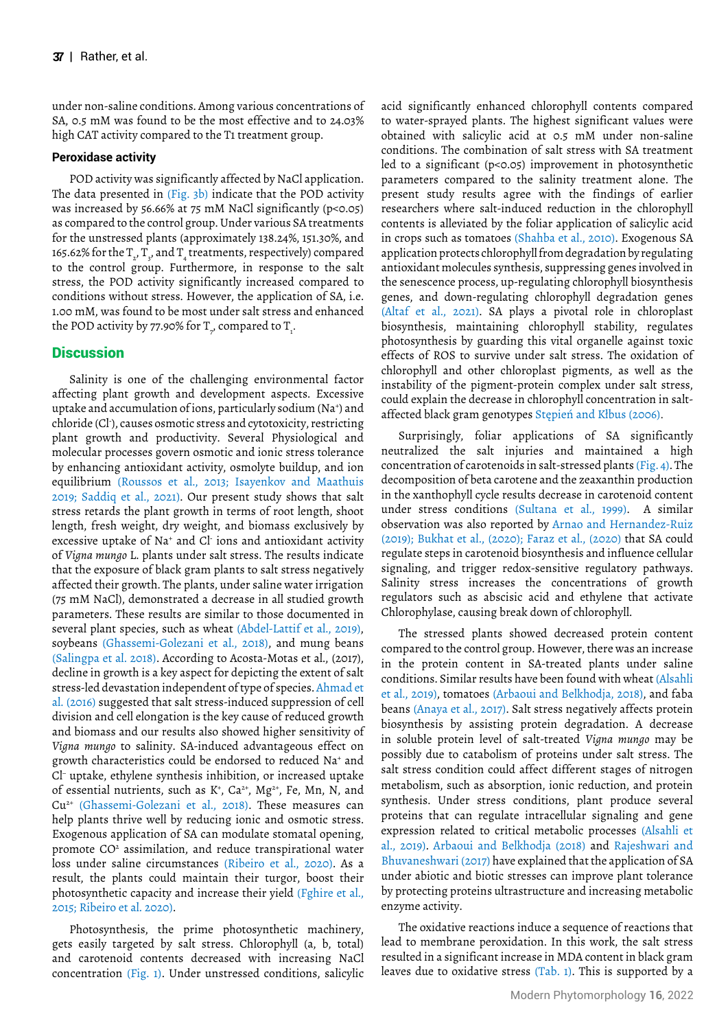under non-saline conditions. Among various concentrations of SA, 0.5 mM was found to be the most effective and to 24.03% high CAT activity compared to the T1 treatment group.

### Peroxidase activity

POD activity was significantly affected by NaCl application. The data presented in (Fig. 3b) indicate that the POD activity was increased by 56.66% at 75 mM NaCl significantly ($p<0.05$) as compared to the control group. Under various SA treatments for the unstressed plants (approximately 138.24%, 151.30%, and 165.62% for the $T_2$, $T_3$, and $T_4$ treatments, respectively) compared to the control group. Furthermore, in response to the salt stress, the POD activity significantly increased compared to conditions without stress. However, the application of SA, i.e. 1.00 mM, was found to be most under salt stress and enhanced the POD activity by 77.90% for $T_7$, compared to $T_1$.

## Discussion

Salinity is one of the challenging environmental factor affecting plant growth and development aspects. Excessive uptake and accumulation of ions, particularly sodium ($Na^+$) and chloride ($Cl^-$), causes osmotic stress and cytotoxicity, restricting plant growth and productivity. Several Physiological and molecular processes govern osmotic and ionic stress tolerance by enhancing antioxidant activity, osmolyte buildup, and ion equilibrium (Roussos et al., 2013; Isayenkov and Maathuis 2019; Saddiq et al., 2021). Our present study shows that salt stress retards the plant growth in terms of root length, shoot length, fresh weight, dry weight, and biomass exclusively by excessive uptake of $Na^+$ and $Cl^-$ ions and antioxidant activity of *Vigna mungo* L. plants under salt stress. The results indicate that the exposure of black gram plants to salt stress negatively affected their growth. The plants, under saline water irrigation (75 mM NaCl), demonstrated a decrease in all studied growth parameters. These results are similar to those documented in several plant species, such as wheat (Abdel-Lattif et al., 2019), soybeans (Ghassemi-Golezani et al., 2018), and mung beans (Salingpa et al. 2018). According to Acosta-Motas et al., (2017), decline in growth is a key aspect for depicting the extent of salt stress-led devastation independent of type of species. Ahmad et al. (2016) suggested that salt stress-induced suppression of cell division and cell elongation is the key cause of reduced growth and biomass and our results also showed higher sensitivity of *Vigna mungo* to salinity. SA-induced advantageous effect on growth characteristics could be endorsed to reduced $Na^+$ and $Cl^-$ uptake, ethylene synthesis inhibition, or increased uptake of essential nutrients, such as $K^+$, $Ca^{2+}$, $Mg^{2+}$, Fe, Mn, N, and $Cu^{2+}$ (Ghassemi-Golezani et al., 2018). These measures can help plants thrive well by reducing ionic and osmotic stress. Exogenous application of SA can modulate stomatal opening, promote $CO^2$ assimilation, and reduce transpirational water loss under saline circumstances (Ribeiro et al., 2020). As a result, the plants could maintain their turgor, boost their photosynthetic capacity and increase their yield (Fghire et al., 2015; Ribeiro et al. 2020).

Photosynthesis, the prime photosynthetic machinery, gets easily targeted by salt stress. Chlorophyll (a, b, total) and carotenoid contents decreased with increasing NaCl concentration (Fig. 1). Under unstressed conditions, salicylic acid significantly enhanced chlorophyll contents compared to water-sprayed plants. The highest significant values were obtained with salicylic acid at 0.5 mM under non-saline conditions. The combination of salt stress with SA treatment led to a significant ($p<0.05$) improvement in photosynthetic parameters compared to the salinity treatment alone. The present study results agree with the findings of earlier researchers where salt-induced reduction in the chlorophyll contents is alleviated by the foliar application of salicylic acid in crops such as tomatoes (Shahba et al., 2010). Exogenous SA application protects chlorophyll from degradation by regulating antioxidant molecules synthesis, suppressing genes involved in the senescence process, up-regulating chlorophyll biosynthesis genes, and down-regulating chlorophyll degradation genes (Altaf et al., 2021). SA plays a pivotal role in chloroplast biosynthesis, maintaining chlorophyll stability, regulates photosynthesis by guarding this vital organelle against toxic effects of ROS to survive under salt stress. The oxidation of chlorophyll and other chloroplast pigments, as well as the instability of the pigment-protein complex under salt stress, could explain the decrease in chlorophyll concentration in salt-affected black gram genotypes Stępień and Kłbus (2006).

Surprisingly, foliar applications of SA significantly neutralized the salt injuries and maintained a high concentration of carotenoids in salt-stressed plants (Fig. 4). The decomposition of beta carotene and the zeaxanthin production in the xanthophyll cycle results decrease in carotenoid content under stress conditions (Sultana et al., 1999). A similar observation was also reported by Arnao and Hernandez-Ruiz (2019); Bukhat et al., (2020); Faraz et al., (2020) that SA could regulate steps in carotenoid biosynthesis and influence cellular signaling, and trigger redox-sensitive regulatory pathways. Salinity stress increases the concentrations of growth regulators such as abscisic acid and ethylene that activate Chlorophylase, causing break down of chlorophyll.

The stressed plants showed decreased protein content compared to the control group. However, there was an increase in the protein content in SA-treated plants under saline conditions. Similar results have been found with wheat (Alsahli et al., 2019), tomatoes (Arbaoui and Belkhodja, 2018), and faba beans (Anaya et al., 2017). Salt stress negatively affects protein biosynthesis by assisting protein degradation. A decrease in soluble protein level of salt-treated *Vigna mungo* may be possibly due to catabolism of proteins under salt stress. The salt stress condition could affect different stages of nitrogen metabolism, such as absorption, ionic reduction, and protein synthesis. Under stress conditions, plant produce several proteins that can regulate intracellular signaling and gene expression related to critical metabolic processes (Alsahli et al., 2019). Arbaoui and Belkhodja (2018) and Rajeshwari and Bhuvaneshwari (2017) have explained that the application of SA under abiotic and biotic stresses can improve plant tolerance by protecting proteins ultrastructure and increasing metabolic enzyme activity.

The oxidative reactions induce a sequence of reactions that lead to membrane peroxidation. In this work, the salt stress resulted in a significant increase in MDA content in black gram leaves due to oxidative stress (Tab. 1). This is supported by a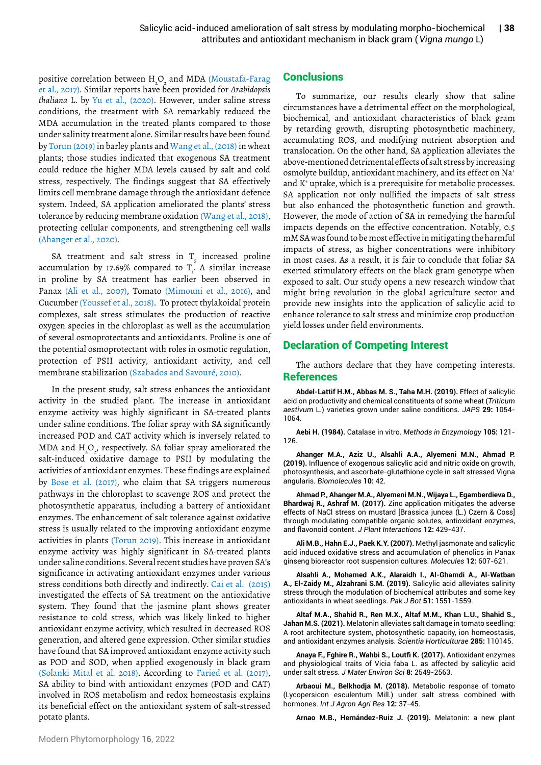positive correlation between $H_2O_2$ and MDA (Moustafa-Farag et al., 2017). Similar reports have been provided for *Arabidopsis thaliana* L. by Yu et al., (2020). However, under saline stress conditions, the treatment with SA remarkably reduced the MDA accumulation in the treated plants compared to those under salinity treatment alone. Similar results have been found by Torun (2019) in barley plants and Wang et al., (2018) in wheat plants; those studies indicated that exogenous SA treatment could reduce the higher MDA levels caused by salt and cold stress, respectively. The findings suggest that SA effectively limits cell membrane damage through the antioxidant defence system. Indeed, SA application ameliorated the plants' stress tolerance by reducing membrane oxidation (Wang et al., 2018), protecting cellular components, and strengthening cell walls (Ahanger et al., 2020).

SA treatment and salt stress in $T_5$ increased proline accumulation by 17.69% compared to $T_1$. A similar increase in proline by SA treatment has earlier been observed in Panax (Ali et al., 2007), Tomato (Mimouni et al., 2016), and Cucumber (Youssef et al., 2018). To protect thylakoidal protein complexes, salt stress stimulates the production of reactive oxygen species in the chloroplast as well as the accumulation of several osmoprotectants and antioxidants. Proline is one of the potential osmoprotectant with roles in osmotic regulation, protection of PSII activity, antioxidant activity, and cell membrane stabilization (Szabados and Savouré, 2010).

In the present study, salt stress enhances the antioxidant activity in the studied plant. The increase in antioxidant enzyme activity was highly significant in SA-treated plants under saline conditions. The foliar spray with SA significantly increased POD and CAT activity which is inversely related to MDA and $H_2O_2$, respectively. SA foliar spray ameliorated the salt-induced oxidative damage to PSII by modulating the activities of antioxidant enzymes. These findings are explained by Bose et al. (2017), who claim that SA triggers numerous pathways in the chloroplast to scavenge ROS and protect the photosynthetic apparatus, including a battery of antioxidant enzymes. The enhancement of salt tolerance against oxidative stress is usually related to the improving antioxidant enzyme activities in plants (Torun 2019). This increase in antioxidant enzyme activity was highly significant in SA-treated plants under saline conditions. Several recent studies have proven SA's significance in activating antioxidant enzymes under various stress conditions both directly and indirectly. Cai et al. (2015) investigated the effects of SA treatment on the antioxidative system. They found that the jasmine plant shows greater resistance to cold stress, which was likely linked to higher antioxidant enzyme activity, which resulted in decreased ROS generation, and altered gene expression. Other similar studies have found that SA improved antioxidant enzyme activity such as POD and SOD, when applied exogenously in black gram (Solanki Mital et al. 2018). According to Faried et al. (2017), SA ability to bind with antioxidant enzymes (POD and CAT) involved in ROS metabolism and redox homeostasis explains its beneficial effect on the antioxidant system of salt-stressed potato plants.

## Conclusions

To summarize, our results clearly show that saline circumstances have a detrimental effect on the morphological, biochemical, and antioxidant characteristics of black gram by retarding growth, disrupting photosynthetic machinery, accumulating ROS, and modifying nutrient absorption and translocation. On the other hand, SA application alleviates the above-mentioned detrimental effects of salt stress by increasing osmolyte buildup, antioxidant machinery, and its effect on $Na^+$ and $K^+$ uptake, which is a prerequisite for metabolic processes. SA application not only nullified the impacts of salt stress but also enhanced the photosynthetic function and growth. However, the mode of action of SA in remedying the harmful impacts depends on the effective concentration. Notably, 0.5 mM SA was found to be most effective in mitigating the harmful impacts of stress, as higher concentrations were inhibitory in most cases. As a result, it is fair to conclude that foliar SA exerted stimulatory effects on the black gram genotype when exposed to salt. Our study opens a new research window that might bring revolution in the global agriculture sector and provide new insights into the application of salicylic acid to enhance tolerance to salt stress and minimize crop production yield losses under field environments.

## Declaration of Competing Interest

The authors declare that they have competing interests.

## References

**Abdel-Lattif H.M., Abbas M. S., Taha M.H. (2019).** Effect of salicylic acid on productivity and chemical constituents of some wheat (*Triticum aestivum* L.) varieties grown under saline conditions. *JAPS* **29:** 1054-1064.

**Aebi H. (1984).** Catalase in vitro. *Methods in Enzymology* **105:** 121-126.

**Ahanger M.A., Aziz U., Alsahli A.A., Alyemeni M.N., Ahmad P. (2019).** Influence of exogenous salicylic acid and nitric oxide on growth, photosynthesis, and ascorbate-glutathione cycle in salt stressed Vigna angularis. *Biomolecules* **10:** 42.

**Ahmad P., Ahanger M.A., Alyemeni M.N., Wijaya L., Egamberdieva D., Bhardwaj R., Ashraf M. (2017).** Zinc application mitigates the adverse effects of NaCl stress on mustard [Brassica juncea (L.) Czern & Coss] through modulating compatible organic solutes, antioxidant enzymes, and flavonoid content. *J Plant Interactions* **12:** 429-437.

**Ali M.B., Hahn E.J., Paek K.Y. (2007).** Methyl jasmonate and salicylic acid induced oxidative stress and accumulation of phenolics in Panax ginseng bioreactor root suspension cultures. *Molecules* **12:** 607-621.

**Alsahli A., Mohamed A.K., Alaraidh I., Al-Ghamdi A., Al-Watban A., El-Zaidy M., Alzahrani S.M. (2019).** Salicylic acid alleviates salinity stress through the modulation of biochemical attributes and some key antioxidants in wheat seedlings. *Pak J Bot* **51:** 1551-1559.

**Altaf M.A., Shahid R., Ren M.X., Altaf M.M., Khan L.U., Shahid S., Jahan M.S. (2021).** Melatonin alleviates salt damage in tomato seedling: A root architecture system, photosynthetic capacity, ion homeostasis, and antioxidant enzymes analysis. *Scientia Horticulturae* **285:** 110145.

**Anaya F., Fghire R., Wahbi S., Loutfi K. (2017).** Antioxidant enzymes and physiological traits of Vicia faba L. as affected by salicylic acid under salt stress. *J Mater Environ Sci* **8:** 2549-2563.

**Arbaoui M., Belkhodja M. (2018).** Metabolic response of tomato (Lycopersicon esculentum Mill.) under salt stress combined with hormones. *Int J Agron Agri Res* **12:** 37-45.

**Arnao M.B., Hernández-Ruiz J. (2019).** Melatonin: a new plant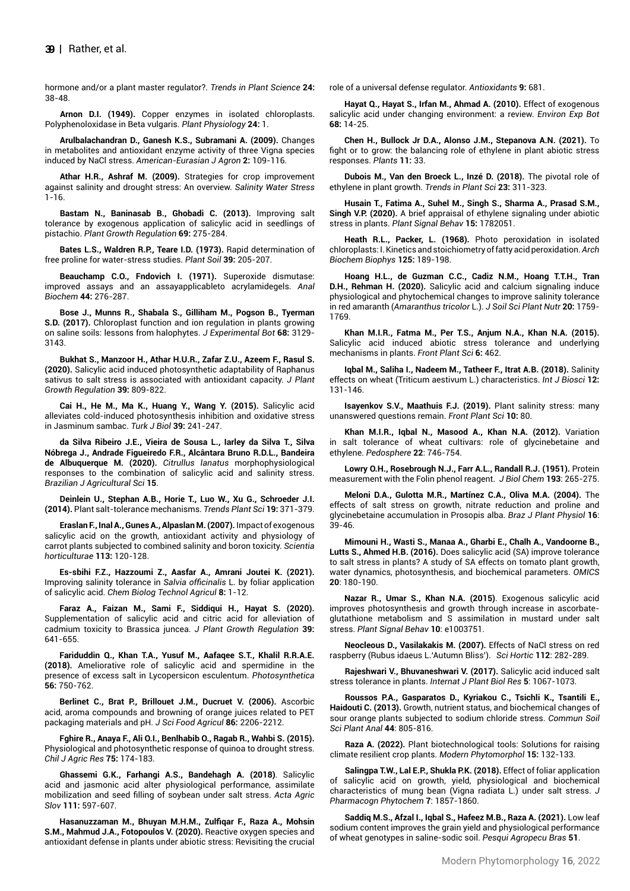hormone and/or a plant master regulator?. *Trends in Plant Science* **24:** 38-48.

**Arnon D.I. (1949).** Copper enzymes in isolated chloroplasts. Polyphenoloxidase in Beta vulgaris. *Plant Physiology* **24:** 1.

**Arulbalachandran D., Ganesh K.S., Subramani A. (2009).** Changes in metabolites and antioxidant enzyme activity of three Vigna species induced by NaCl stress. *American-Eurasian J Agron* **2:** 109-116.

**Athar H.R., Ashraf M. (2009).** Strategies for crop improvement against salinity and drought stress: An overview. *Salinity Water Stress* 1-16.

**Bastam N., Baninasab B., Ghobadi C. (2013).** Improving salt tolerance by exogenous application of salicylic acid in seedlings of pistachio. *Plant Growth Regulation* **69:** 275-284.

**Bates L.S., Waldren R.P., Teare I.D. (1973).** Rapid determination of free proline for water-stress studies. *Plant Soil* **39:** 205-207.

**Beauchamp C.O., Fndovich I. (1971).** Superoxide dismutase: improved assays and an assayapplicableto acrylamidegels. *Anal Biochem* **44:** 276-287.

**Bose J., Munns R., Shabala S., Gilliham M., Pogson B., Tyerman S.D. (2017).** Chloroplast function and ion regulation in plants growing on saline soils: lessons from halophytes. *J Experimental Bot* **68:** 3129-3143.

**Bukhat S., Manzoor H., Athar H.U.R., Zafar Z.U., Azeem F., Rasul S. (2020).** Salicylic acid induced photosynthetic adaptability of Raphanus sativus to salt stress is associated with antioxidant capacity. *J Plant Growth Regulation* **39:** 809-822.

**Cai H., He M., Ma K., Huang Y., Wang Y. (2015).** Salicylic acid alleviates cold-induced photosynthesis inhibition and oxidative stress in Jasminum sambac. *Turk J Biol* **39:** 241-247.

**da Silva Ribeiro J.E., Vieira de Sousa L., Iarley da Silva T., Silva Nóbrega J., Andrade Figueiredo F.R., Alcântara Bruno R.D.L., Bandeira de Albuquerque M. (2020).** *Citrullus lanatus* morphophysiological responses to the combination of salicylic acid and salinity stress. *Brazilian J Agricultural Sci* **15**.

**Deinlein U., Stephan A.B., Horie T., Luo W., Xu G., Schroeder J.I. (2014).** Plant salt-tolerance mechanisms. *Trends Plant Sci* **19:** 371-379.

**Eraslan F., Inal A., Gunes A., Alpaslan M. (2007).** Impact of exogenous salicylic acid on the growth, antioxidant activity and physiology of carrot plants subjected to combined salinity and boron toxicity. *Scientia horticulturae* **113:** 120-128.

**Es-sbihi F.Z., Hazzoumi Z., Aasfar A., Amrani Joutei K. (2021).** Improving salinity tolerance in *Salvia officinalis* L. by foliar application of salicylic acid. *Chem Biolog Technol Agricul* **8:** 1-12.

**Faraz A., Faizan M., Sami F., Siddiqui H., Hayat S. (2020).** Supplementation of salicylic acid and citric acid for alleviation of cadmium toxicity to Brassica juncea. *J Plant Growth Regulation* **39:** 641-655.

**Fariduddin Q., Khan T.A., Yusuf M., Aafaqee S.T., Khalil R.R.A.E. (2018).** Ameliorative role of salicylic acid and spermidine in the presence of excess salt in Lycopersicon esculentum. *Photosynthetica* **56:** 750-762.

**Berlinet C., Brat P., Brillouet J.M., Ducruet V. (2006).** Ascorbic acid, aroma compounds and browning of orange juices related to PET packaging materials and pH. *J Sci Food Agricul* **86:** 2206-2212.

**Fghire R., Anaya F., Ali O.I., Benlhabib O., Ragab R., Wahbi S. (2015).** Physiological and photosynthetic response of quinoa to drought stress. *Chil J Agric Res* **75:** 174-183.

**Ghassemi G.K., Farhangi A.S., Bandehagh A. (2018)**. Salicylic acid and jasmonic acid alter physiological performance, assimilate mobilization and seed filling of soybean under salt stress. *Acta Agric Slov* **111:** 597-607.

**Hasanuzzaman M., Bhuyan M.H.M., Zulfiqar F., Raza A., Mohsin S.M., Mahmud J.A., Fotopoulos V. (2020).** Reactive oxygen species and antioxidant defense in plants under abiotic stress: Revisiting the crucial role of a universal defense regulator. *Antioxidants* **9:** 681.

**Hayat Q., Hayat S., Irfan M., Ahmad A. (2010).** Effect of exogenous salicylic acid under changing environment: a review. *Environ Exp Bot* **68:** 14-25.

**Chen H., Bullock Jr D.A., Alonso J.M., Stepanova A.N. (2021).** To fight or to grow: the balancing role of ethylene in plant abiotic stress responses. *Plants* **11:** 33.

**Dubois M., Van den Broeck L., Inzé D. (2018).** The pivotal role of ethylene in plant growth. *Trends in Plant Sci* **23:** 311-323.

**Husain T., Fatima A., Suhel M., Singh S., Sharma A., Prasad S.M., Singh V.P. (2020).** A brief appraisal of ethylene signaling under abiotic stress in plants. *Plant Signal Behav* **15:** 1782051.

**Heath R.L., Packer, L. (1968).** Photo peroxidation in isolated chloroplasts: I. Kinetics and stoichiometry of fatty acid peroxidation. *Arch Biochem Biophys* **125:** 189-198.

**Hoang H.L., de Guzman C.C., Cadiz N.M., Hoang T.T.H., Tran D.H., Rehman H. (2020).** Salicylic acid and calcium signaling induce physiological and phytochemical changes to improve salinity tolerance in red amaranth (*Amaranthus tricolor* L.). *J Soil Sci Plant Nutr* **20:** 1759-1769.

**Khan M.I.R., Fatma M., Per T.S., Anjum N.A., Khan N.A. (2015).** Salicylic acid induced abiotic stress tolerance and underlying mechanisms in plants. *Front Plant Sci* **6:** 462.

**Iqbal M., Saliha I., Nadeem M., Tatheer F., Itrat A.B. (2018).** Salinity effects on wheat (Triticum aestivum L.) characteristics. *Int J Biosci* **12:** 131-146.

**Isayenkov S.V., Maathuis F.J. (2019).** Plant salinity stress: many unanswered questions remain. *Front Plant Sci* **10:** 80.

**Khan M.I.R., Iqbal N., Masood A., Khan N.A. (2012).** Variation in salt tolerance of wheat cultivars: role of glycinebetaine and ethylene. *Pedosphere* **22**: 746-754.

**Lowry O.H., Rosebrough N.J., Farr A.L., Randall R.J. (1951).** Protein measurement with the Folin phenol reagent. *J Biol Chem* **193**: 265-275.

**Meloni D.A., Gulotta M.R., Martínez C.A., Oliva M.A. (2004).** The effects of salt stress on growth, nitrate reduction and proline and glycinebetaine accumulation in Prosopis alba. *Braz J Plant Physiol* **16**: 39-46.

**Mimouni H., Wasti S., Manaa A., Gharbi E., Chalh A., Vandoorne B., Lutts S., Ahmed H.B. (2016).** Does salicylic acid (SA) improve tolerance to salt stress in plants? A study of SA effects on tomato plant growth, water dynamics, photosynthesis, and biochemical parameters. *OMICS* **20**: 180-190.

**Nazar R., Umar S., Khan N.A. (2015)**. Exogenous salicylic acid improves photosynthesis and growth through increase in ascorbate-glutathione metabolism and S assimilation in mustard under salt stress. *Plant Signal Behav* **10**: e1003751.

**Neocleous D., Vasilakakis M. (2007).** Effects of NaCl stress on red raspberry (Rubus idaeus L.'Autumn Bliss'). *Sci Hortic* **112**: 282-289.

**Rajeshwari V., Bhuvaneshwari V. (2017).** Salicylic acid induced salt stress tolerance in plants. *Internat J Plant Biol Res* **5**: 1067-1073.

**Roussos P.A., Gasparatos D., Kyriakou C., Tsichli K., Tsantili E., Haidouti C. (2013).** Growth, nutrient status, and biochemical changes of sour orange plants subjected to sodium chloride stress. *Commun Soil Sci Plant Anal* **44**: 805-816.

**Raza A. (2022).** Plant biotechnological tools: Solutions for raising climate resilient crop plants. *Modern Phytomorphol* **15:** 132-133.

**Salingpa T.W., Lal E.P., Shukla P.K. (2018).** Effect of foliar application of salicylic acid on growth, yield, physiological and biochemical characteristics of mung bean (Vigna radiata L.) under salt stress. *J Pharmacogn Phytochem* **7**: 1857-1860.

**Saddiq M.S., Afzal I., Iqbal S., Hafeez M.B., Raza A. (2021).** Low leaf sodium content improves the grain yield and physiological performance of wheat genotypes in saline-sodic soil. *Pesqui Agropecu Bras* **51**.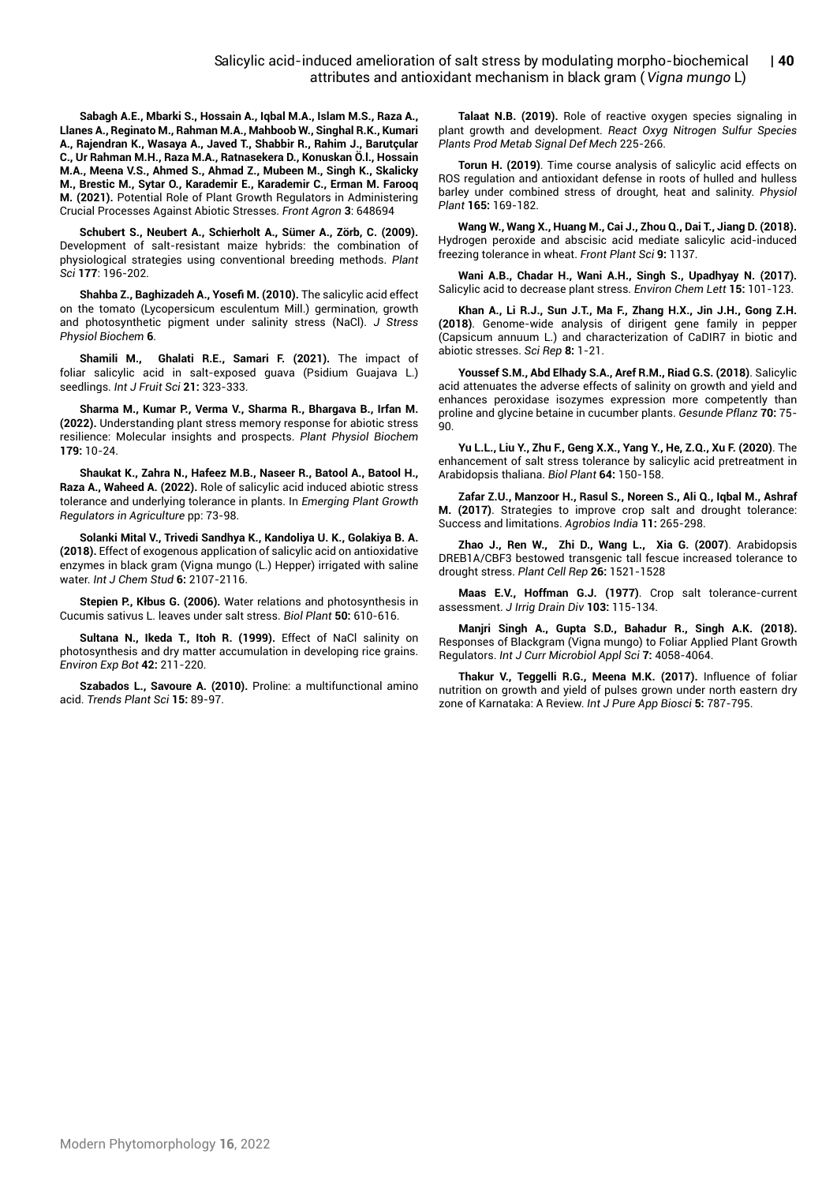**Sabagh A.E., Mbarki S., Hossain A., Iqbal M.A., Islam M.S., Raza A., Llanes A., Reginato M., Rahman M.A., Mahboob W., Singhal R.K., Kumari A., Rajendran K., Wasaya A., Javed T., Shabbir R., Rahim J., Barutçular C., Ur Rahman M.H., Raza M.A., Ratnasekera D., Konuskan Ö.l., Hossain M.A., Meena V.S., Ahmed S., Ahmad Z., Mubeen M., Singh K., Skalicky M., Brestic M., Sytar O., Karademir E., Karademir C., Erman M. Farooq M. (2021).** Potential Role of Plant Growth Regulators in Administering Crucial Processes Against Abiotic Stresses. *Front Agron* **3**: 648694

**Schubert S., Neubert A., Schierholt A., Sümer A., Zörb, C. (2009).** Development of salt-resistant maize hybrids: the combination of physiological strategies using conventional breeding methods. *Plant Sci* **177**: 196-202.

**Shahba Z., Baghizadeh A., Yosefi M. (2010).** The salicylic acid effect on the tomato (Lycopersicum esculentum Mill.) germination, growth and photosynthetic pigment under salinity stress (NaCl). *J Stress Physiol Biochem* **6**.

**Shamili M., Ghalati R.E., Samari F. (2021).** The impact of foliar salicylic acid in salt-exposed guava (Psidium Guajava L.) seedlings. *Int J Fruit Sci* **21:** 323-333.

**Sharma M., Kumar P., Verma V., Sharma R., Bhargava B., Irfan M. (2022).** Understanding plant stress memory response for abiotic stress resilience: Molecular insights and prospects. *Plant Physiol Biochem* **179:** 10-24.

**Shaukat K., Zahra N., Hafeez M.B., Naseer R., Batool A., Batool H., Raza A., Waheed A. (2022).** Role of salicylic acid induced abiotic stress tolerance and underlying tolerance in plants. In *Emerging Plant Growth Regulators in Agriculture* pp: 73-98.

**Solanki Mital V., Trivedi Sandhya K., Kandoliya U. K., Golakiya B. A. (2018).** Effect of exogenous application of salicylic acid on antioxidative enzymes in black gram (Vigna mungo (L.) Hepper) irrigated with saline water. *Int J Chem Stud* **6:** 2107-2116.

**Stepien P., Kłbus G. (2006).** Water relations and photosynthesis in Cucumis sativus L. leaves under salt stress. *Biol Plant* **50:** 610-616.

**Sultana N., Ikeda T., Itoh R. (1999).** Effect of NaCl salinity on photosynthesis and dry matter accumulation in developing rice grains. *Environ Exp Bot* **42:** 211-220.

**Szabados L., Savoure A. (2010).** Proline: a multifunctional amino acid. *Trends Plant Sci* **15:** 89-97.

**Talaat N.B. (2019).** Role of reactive oxygen species signaling in plant growth and development. *React Oxyg Nitrogen Sulfur Species Plants Prod Metab Signal Def Mech* 225-266.

**Torun H. (2019)**. Time course analysis of salicylic acid effects on ROS regulation and antioxidant defense in roots of hulled and hulless barley under combined stress of drought, heat and salinity. *Physiol Plant* **165:** 169-182.

**Wang W., Wang X., Huang M., Cai J., Zhou Q., Dai T., Jiang D. (2018).** Hydrogen peroxide and abscisic acid mediate salicylic acid-induced freezing tolerance in wheat. *Front Plant Sci* **9:** 1137.

**Wani A.B., Chadar H., Wani A.H., Singh S., Upadhyay N. (2017).** Salicylic acid to decrease plant stress. *Environ Chem Lett* **15:** 101-123.

**Khan A., Li R.J., Sun J.T., Ma F., Zhang H.X., Jin J.H., Gong Z.H. (2018)**. Genome-wide analysis of dirigent gene family in pepper (Capsicum annuum L.) and characterization of CaDIR7 in biotic and abiotic stresses. *Sci Rep* **8:** 1-21.

**Youssef S.M., Abd Elhady S.A., Aref R.M., Riad G.S. (2018)**. Salicylic acid attenuates the adverse effects of salinity on growth and yield and enhances peroxidase isozymes expression more competently than proline and glycine betaine in cucumber plants. *Gesunde Pflanz* **70:** 75-90.

**Yu L.L., Liu Y., Zhu F., Geng X.X., Yang Y., He, Z.Q., Xu F. (2020)**. The enhancement of salt stress tolerance by salicylic acid pretreatment in Arabidopsis thaliana. *Biol Plant* **64:** 150-158.

**Zafar Z.U., Manzoor H., Rasul S., Noreen S., Ali Q., Iqbal M., Ashraf M. (2017)**. Strategies to improve crop salt and drought tolerance: Success and limitations. *Agrobios India* **11:** 265-298.

**Zhao J., Ren W., Zhi D., Wang L., Xia G. (2007)**. Arabidopsis DREB1A/CBF3 bestowed transgenic tall fescue increased tolerance to drought stress. *Plant Cell Rep* **26:** 1521-1528

**Maas E.V., Hoffman G.J. (1977)**. Crop salt tolerance-current assessment. *J Irrig Drain Div* **103:** 115-134.

**Manjri Singh A., Gupta S.D., Bahadur R., Singh A.K. (2018).** Responses of Blackgram (Vigna mungo) to Foliar Applied Plant Growth Regulators. *Int J Curr Microbiol Appl Sci* **7:** 4058-4064.

**Thakur V., Teggelli R.G., Meena M.K. (2017).** Influence of foliar nutrition on growth and yield of pulses grown under north eastern dry zone of Karnataka: A Review. *Int J Pure App Biosci* **5:** 787-795.